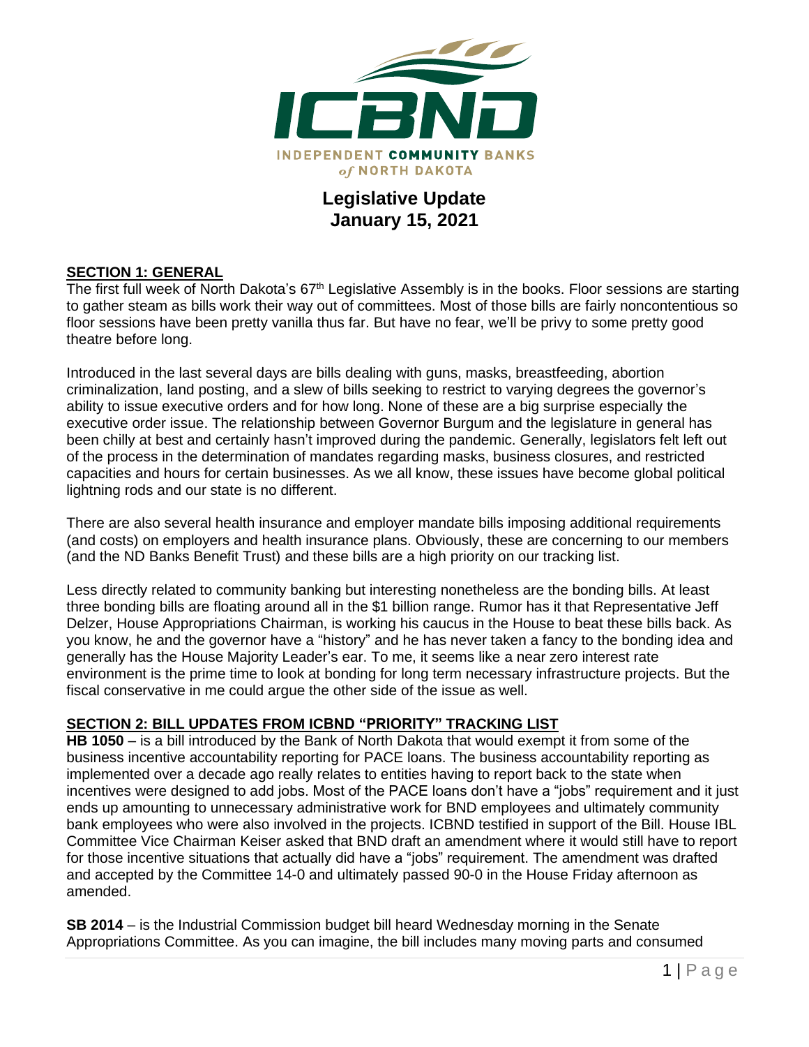INDEPENDENT COMMUNITY BANKS of NORTH DAKOTA

# Legislative Update
# January 15, 2021

## SECTION 1: GENERAL

The first full week of North Dakota's 67th Legislative Assembly is in the books. Floor sessions are starting to gather steam as bills work their way out of committees. Most of those bills are fairly noncontentious so floor sessions have been pretty vanilla thus far. But have no fear, we'll be privy to some pretty good theatre before long.

Introduced in the last several days are bills dealing with guns, masks, breastfeeding, abortion criminalization, land posting, and a slew of bills seeking to restrict to varying degrees the governor's ability to issue executive orders and for how long. None of these are a big surprise especially the executive order issue. The relationship between Governor Burgum and the legislature in general has been chilly at best and certainly hasn't improved during the pandemic. Generally, legislators felt left out of the process in the determination of mandates regarding masks, business closures, and restricted capacities and hours for certain businesses. As we all know, these issues have become global political lightning rods and our state is no different.

There are also several health insurance and employer mandate bills imposing additional requirements (and costs) on employers and health insurance plans. Obviously, these are concerning to our members (and the ND Banks Benefit Trust) and these bills are a high priority on our tracking list.

Less directly related to community banking but interesting nonetheless are the bonding bills. At least three bonding bills are floating around all in the $1 billion range. Rumor has it that Representative Jeff Delzer, House Appropriations Chairman, is working his caucus in the House to beat these bills back. As you know, he and the governor have a "history" and he has never taken a fancy to the bonding idea and generally has the House Majority Leader's ear. To me, it seems like a near zero interest rate environment is the prime time to look at bonding for long term necessary infrastructure projects. But the fiscal conservative in me could argue the other side of the issue as well.

## SECTION 2: BILL UPDATES FROM ICBND "PRIORITY" TRACKING LIST

**HB 1050** – is a bill introduced by the Bank of North Dakota that would exempt it from some of the business incentive accountability reporting for PACE loans. The business accountability reporting as implemented over a decade ago really relates to entities having to report back to the state when incentives were designed to add jobs. Most of the PACE loans don't have a "jobs" requirement and it just ends up amounting to unnecessary administrative work for BND employees and ultimately community bank employees who were also involved in the projects. ICBND testified in support of the Bill. House IBL Committee Vice Chairman Keiser asked that BND draft an amendment where it would still have to report for those incentive situations that actually did have a "jobs" requirement. The amendment was drafted and accepted by the Committee 14-0 and ultimately passed 90-0 in the House Friday afternoon as amended.

**SB 2014** – is the Industrial Commission budget bill heard Wednesday morning in the Senate Appropriations Committee. As you can imagine, the bill includes many moving parts and consumed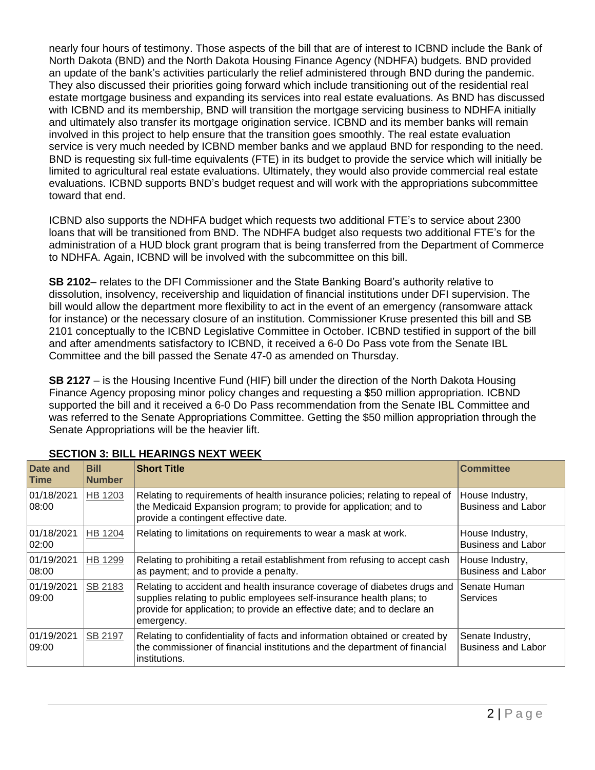nearly four hours of testimony. Those aspects of the bill that are of interest to ICBND include the Bank of North Dakota (BND) and the North Dakota Housing Finance Agency (NDHFA) budgets. BND provided an update of the bank's activities particularly the relief administered through BND during the pandemic. They also discussed their priorities going forward which include transitioning out of the residential real estate mortgage business and expanding its services into real estate evaluations. As BND has discussed with ICBND and its membership, BND will transition the mortgage servicing business to NDHFA initially and ultimately also transfer its mortgage origination service. ICBND and its member banks will remain involved in this project to help ensure that the transition goes smoothly. The real estate evaluation service is very much needed by ICBND member banks and we applaud BND for responding to the need. BND is requesting six full-time equivalents (FTE) in its budget to provide the service which will initially be limited to agricultural real estate evaluations. Ultimately, they would also provide commercial real estate evaluations. ICBND supports BND's budget request and will work with the appropriations subcommittee toward that end.

ICBND also supports the NDHFA budget which requests two additional FTE's to service about 2300 loans that will be transitioned from BND. The NDHFA budget also requests two additional FTE's for the administration of a HUD block grant program that is being transferred from the Department of Commerce to NDHFA. Again, ICBND will be involved with the subcommittee on this bill.

**SB 2102**– relates to the DFI Commissioner and the State Banking Board's authority relative to dissolution, insolvency, receivership and liquidation of financial institutions under DFI supervision. The bill would allow the department more flexibility to act in the event of an emergency (ransomware attack for instance) or the necessary closure of an institution. Commissioner Kruse presented this bill and SB 2101 conceptually to the ICBND Legislative Committee in October. ICBND testified in support of the bill and after amendments satisfactory to ICBND, it received a 6-0 Do Pass vote from the Senate IBL Committee and the bill passed the Senate 47-0 as amended on Thursday.

**SB 2127** – is the Housing Incentive Fund (HIF) bill under the direction of the North Dakota Housing Finance Agency proposing minor policy changes and requesting a $50 million appropriation. ICBND supported the bill and it received a 6-0 Do Pass recommendation from the Senate IBL Committee and was referred to the Senate Appropriations Committee. Getting the $50 million appropriation through the Senate Appropriations will be the heavier lift.

## SECTION 3: BILL HEARINGS NEXT WEEK

| Date and Time | Bill Number | Short Title | Committee |
|---|---|---|---|
| 01/18/2021 08:00 | HB 1203 | Relating to requirements of health insurance policies; relating to repeal of the Medicaid Expansion program; to provide for application; and to provide a contingent effective date. | House Industry, Business and Labor |
| 01/18/2021 02:00 | HB 1204 | Relating to limitations on requirements to wear a mask at work. | House Industry, Business and Labor |
| 01/19/2021 08:00 | HB 1299 | Relating to prohibiting a retail establishment from refusing to accept cash as payment; and to provide a penalty. | House Industry, Business and Labor |
| 01/19/2021 09:00 | SB 2183 | Relating to accident and health insurance coverage of diabetes drugs and supplies relating to public employees self-insurance health plans; to provide for application; to provide an effective date; and to declare an emergency. | Senate Human Services |
| 01/19/2021 09:00 | SB 2197 | Relating to confidentiality of facts and information obtained or created by the commissioner of financial institutions and the department of financial institutions. | Senate Industry, Business and Labor |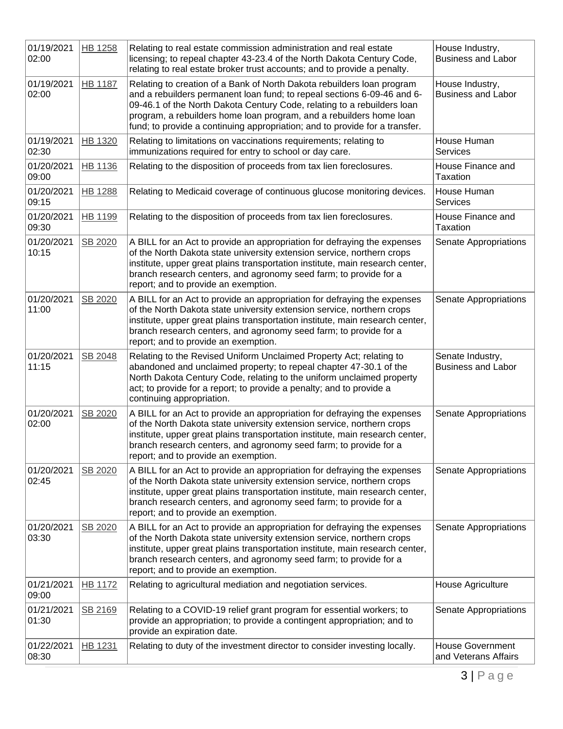| | | | |
|---|---|---|---|
| 01/19/2021 02:00 | HB 1258 | Relating to real estate commission administration and real estate licensing; to repeal chapter 43-23.4 of the North Dakota Century Code, relating to real estate broker trust accounts; and to provide a penalty. | House Industry, Business and Labor |
| 01/19/2021 02:00 | HB 1187 | Relating to creation of a Bank of North Dakota rebuilders loan program and a rebuilders permanent loan fund; to repeal sections 6-09-46 and 6-09-46.1 of the North Dakota Century Code, relating to a rebuilders loan program, a rebuilders home loan program, and a rebuilders home loan fund; to provide a continuing appropriation; and to provide for a transfer. | House Industry, Business and Labor |
| 01/19/2021 02:30 | HB 1320 | Relating to limitations on vaccinations requirements; relating to immunizations required for entry to school or day care. | House Human Services |
| 01/20/2021 09:00 | HB 1136 | Relating to the disposition of proceeds from tax lien foreclosures. | House Finance and Taxation |
| 01/20/2021 09:15 | HB 1288 | Relating to Medicaid coverage of continuous glucose monitoring devices. | House Human Services |
| 01/20/2021 09:30 | HB 1199 | Relating to the disposition of proceeds from tax lien foreclosures. | House Finance and Taxation |
| 01/20/2021 10:15 | SB 2020 | A BILL for an Act to provide an appropriation for defraying the expenses of the North Dakota state university extension service, northern crops institute, upper great plains transportation institute, main research center, branch research centers, and agronomy seed farm; to provide for a report; and to provide an exemption. | Senate Appropriations |
| 01/20/2021 11:00 | SB 2020 | A BILL for an Act to provide an appropriation for defraying the expenses of the North Dakota state university extension service, northern crops institute, upper great plains transportation institute, main research center, branch research centers, and agronomy seed farm; to provide for a report; and to provide an exemption. | Senate Appropriations |
| 01/20/2021 11:15 | SB 2048 | Relating to the Revised Uniform Unclaimed Property Act; relating to abandoned and unclaimed property; to repeal chapter 47-30.1 of the North Dakota Century Code, relating to the uniform unclaimed property act; to provide for a report; to provide a penalty; and to provide a continuing appropriation. | Senate Industry, Business and Labor |
| 01/20/2021 02:00 | SB 2020 | A BILL for an Act to provide an appropriation for defraying the expenses of the North Dakota state university extension service, northern crops institute, upper great plains transportation institute, main research center, branch research centers, and agronomy seed farm; to provide for a report; and to provide an exemption. | Senate Appropriations |
| 01/20/2021 02:45 | SB 2020 | A BILL for an Act to provide an appropriation for defraying the expenses of the North Dakota state university extension service, northern crops institute, upper great plains transportation institute, main research center, branch research centers, and agronomy seed farm; to provide for a report; and to provide an exemption. | Senate Appropriations |
| 01/20/2021 03:30 | SB 2020 | A BILL for an Act to provide an appropriation for defraying the expenses of the North Dakota state university extension service, northern crops institute, upper great plains transportation institute, main research center, branch research centers, and agronomy seed farm; to provide for a report; and to provide an exemption. | Senate Appropriations |
| 01/21/2021 09:00 | HB 1172 | Relating to agricultural mediation and negotiation services. | House Agriculture |
| 01/21/2021 01:30 | SB 2169 | Relating to a COVID-19 relief grant program for essential workers; to provide an appropriation; to provide a contingent appropriation; and to provide an expiration date. | Senate Appropriations |
| 01/22/2021 08:30 | HB 1231 | Relating to duty of the investment director to consider investing locally. | House Government and Veterans Affairs |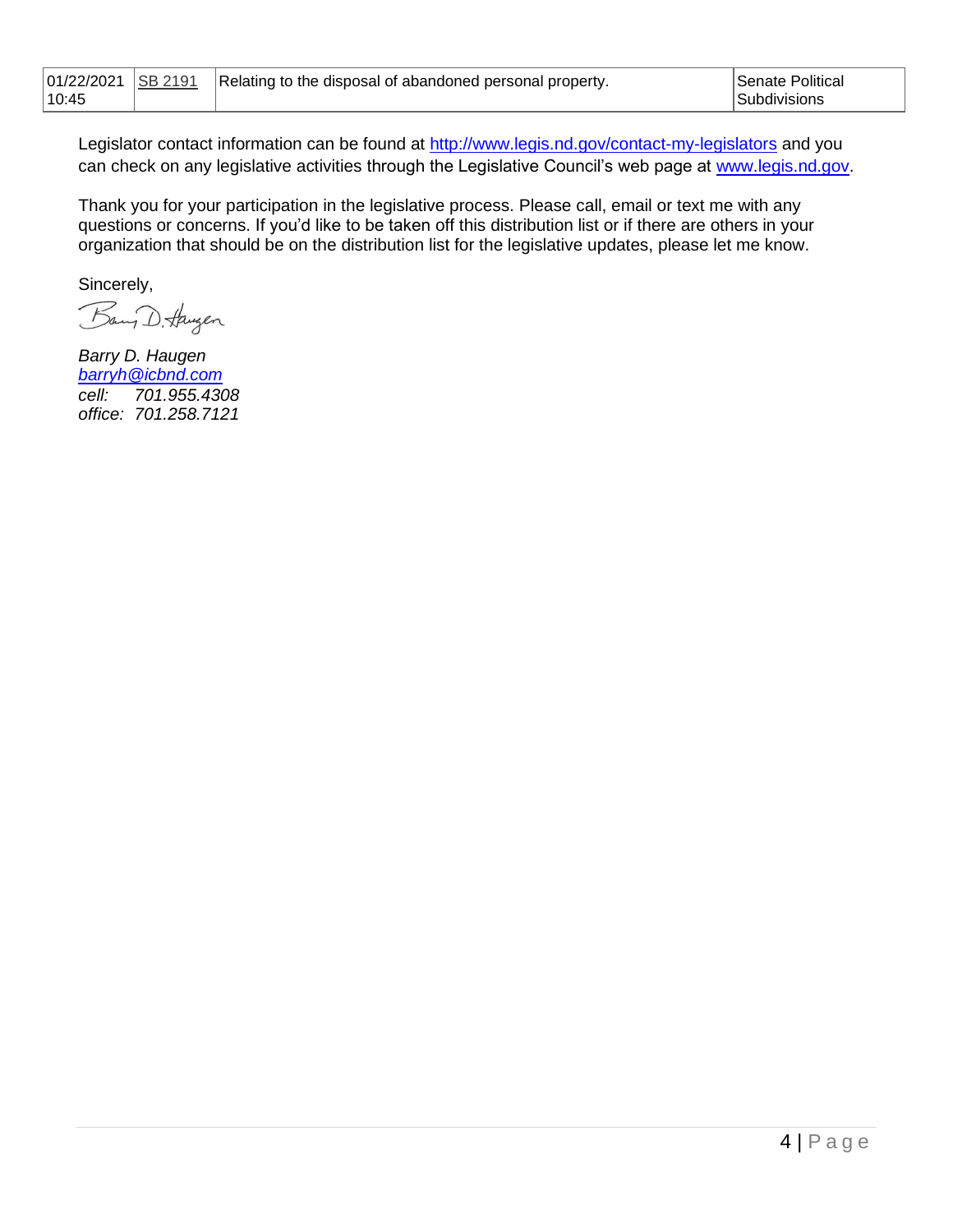| 01/22/2021 10:45 | SB 2191 | Relating to the disposal of abandoned personal property. | Senate Political Subdivisions |
|---|---|---|---|

Legislator contact information can be found at http://www.legis.nd.gov/contact-my-legislators and you can check on any legislative activities through the Legislative Council's web page at www.legis.nd.gov.

Thank you for your participation in the legislative process. Please call, email or text me with any questions or concerns. If you'd like to be taken off this distribution list or if there are others in your organization that should be on the distribution list for the legislative updates, please let me know.

Sincerely,

*Barry D. Haugen*
*barryh@icbnd.com*
*cell: 701.955.4308*
*office: 701.258.7121*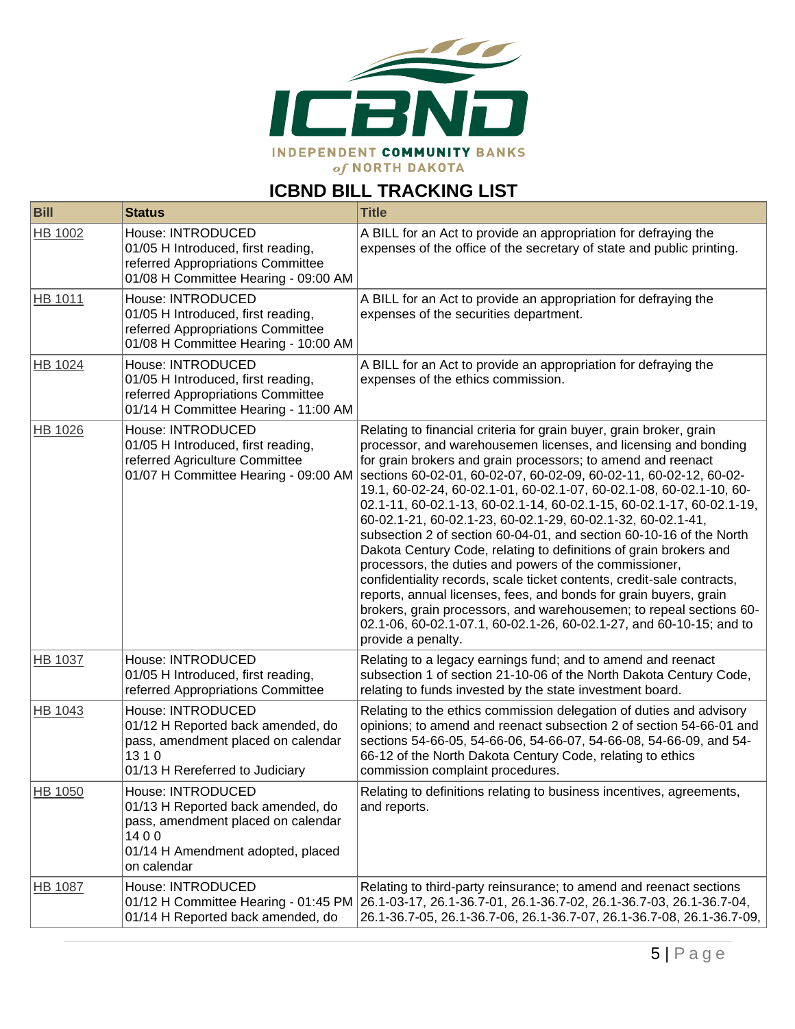## ICBND BILL TRACKING LIST

| Bill | Status | Title |
|---|---|---|
| HB 1002 | House: INTRODUCED<br>01/05 H Introduced, first reading, referred Appropriations Committee<br>01/08 H Committee Hearing - 09:00 AM | A BILL for an Act to provide an appropriation for defraying the expenses of the office of the secretary of state and public printing. |
| HB 1011 | House: INTRODUCED<br>01/05 H Introduced, first reading, referred Appropriations Committee<br>01/08 H Committee Hearing - 10:00 AM | A BILL for an Act to provide an appropriation for defraying the expenses of the securities department. |
| HB 1024 | House: INTRODUCED<br>01/05 H Introduced, first reading, referred Appropriations Committee<br>01/14 H Committee Hearing - 11:00 AM | A BILL for an Act to provide an appropriation for defraying the expenses of the ethics commission. |
| HB 1026 | House: INTRODUCED<br>01/05 H Introduced, first reading, referred Agriculture Committee<br>01/07 H Committee Hearing - 09:00 AM | Relating to financial criteria for grain buyer, grain broker, grain processor, and warehousemen licenses, and licensing and bonding for grain brokers and grain processors; to amend and reenact sections 60-02-01, 60-02-07, 60-02-09, 60-02-11, 60-02-12, 60-02-19.1, 60-02-24, 60-02.1-01, 60-02.1-07, 60-02.1-08, 60-02.1-10, 60-02.1-11, 60-02.1-13, 60-02.1-14, 60-02.1-15, 60-02.1-17, 60-02.1-19, 60-02.1-21, 60-02.1-23, 60-02.1-29, 60-02.1-32, 60-02.1-41, subsection 2 of section 60-04-01, and section 60-10-16 of the North Dakota Century Code, relating to definitions of grain brokers and processors, the duties and powers of the commissioner, confidentiality records, scale ticket contents, credit-sale contracts, reports, annual licenses, fees, and bonds for grain buyers, grain brokers, grain processors, and warehousemen; to repeal sections 60-02.1-06, 60-02.1-07.1, 60-02.1-26, 60-02.1-27, and 60-10-15; and to provide a penalty. |
| HB 1037 | House: INTRODUCED<br>01/05 H Introduced, first reading, referred Appropriations Committee | Relating to a legacy earnings fund; and to amend and reenact subsection 1 of section 21-10-06 of the North Dakota Century Code, relating to funds invested by the state investment board. |
| HB 1043 | House: INTRODUCED<br>01/12 H Reported back amended, do pass, amendment placed on calendar 13 1 0<br>01/13 H Rereferred to Judiciary | Relating to the ethics commission delegation of duties and advisory opinions; to amend and reenact subsection 2 of section 54-66-01 and sections 54-66-05, 54-66-06, 54-66-07, 54-66-08, 54-66-09, and 54-66-12 of the North Dakota Century Code, relating to ethics commission complaint procedures. |
| HB 1050 | House: INTRODUCED<br>01/13 H Reported back amended, do pass, amendment placed on calendar 14 0 0<br>01/14 H Amendment adopted, placed on calendar | Relating to definitions relating to business incentives, agreements, and reports. |
| HB 1087 | House: INTRODUCED<br>01/12 H Committee Hearing - 01:45 PM<br>01/14 H Reported back amended, do | Relating to third-party reinsurance; to amend and reenact sections 26.1-03-17, 26.1-36.7-01, 26.1-36.7-02, 26.1-36.7-03, 26.1-36.7-04, 26.1-36.7-05, 26.1-36.7-06, 26.1-36.7-07, 26.1-36.7-08, 26.1-36.7-09, |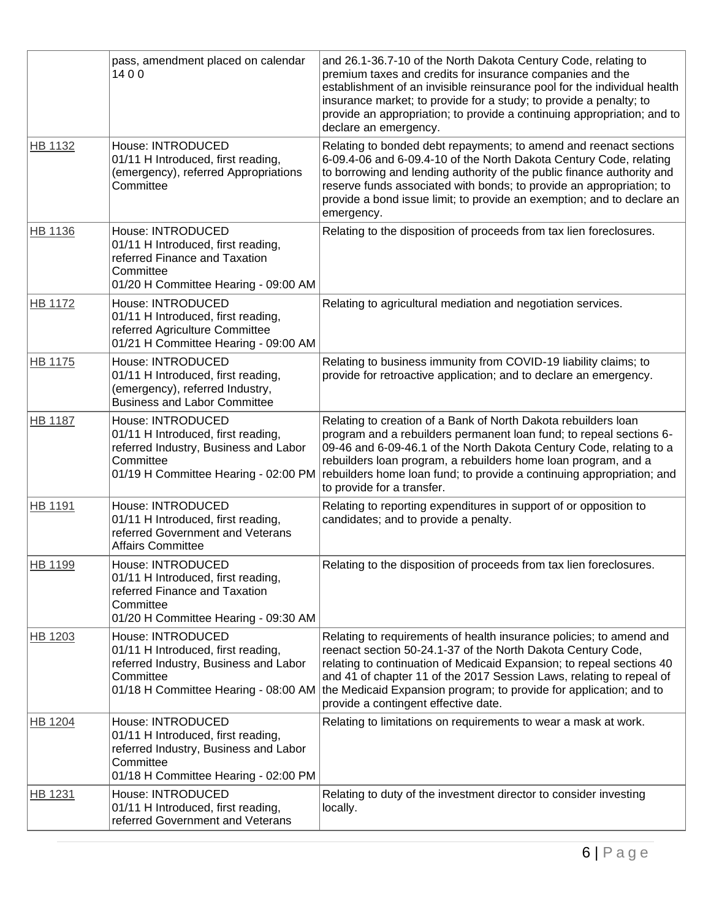| | | |
|---|---|---|
| | pass, amendment placed on calendar 14 0 0 | and 26.1-36.7-10 of the North Dakota Century Code, relating to premium taxes and credits for insurance companies and the establishment of an invisible reinsurance pool for the individual health insurance market; to provide for a study; to provide a penalty; to provide an appropriation; to provide a continuing appropriation; and to declare an emergency. |
| HB 1132 | House: INTRODUCED<br>01/11 H Introduced, first reading, (emergency), referred Appropriations Committee | Relating to bonded debt repayments; to amend and reenact sections 6-09.4-06 and 6-09.4-10 of the North Dakota Century Code, relating to borrowing and lending authority of the public finance authority and reserve funds associated with bonds; to provide an appropriation; to provide a bond issue limit; to provide an exemption; and to declare an emergency. |
| HB 1136 | House: INTRODUCED<br>01/11 H Introduced, first reading, referred Finance and Taxation Committee<br>01/20 H Committee Hearing - 09:00 AM | Relating to the disposition of proceeds from tax lien foreclosures. |
| HB 1172 | House: INTRODUCED<br>01/11 H Introduced, first reading, referred Agriculture Committee<br>01/21 H Committee Hearing - 09:00 AM | Relating to agricultural mediation and negotiation services. |
| HB 1175 | House: INTRODUCED<br>01/11 H Introduced, first reading, (emergency), referred Industry, Business and Labor Committee | Relating to business immunity from COVID-19 liability claims; to provide for retroactive application; and to declare an emergency. |
| HB 1187 | House: INTRODUCED<br>01/11 H Introduced, first reading, referred Industry, Business and Labor Committee<br>01/19 H Committee Hearing - 02:00 PM | Relating to creation of a Bank of North Dakota rebuilders loan program and a rebuilders permanent loan fund; to repeal sections 6-09-46 and 6-09-46.1 of the North Dakota Century Code, relating to a rebuilders loan program, a rebuilders home loan program, and a rebuilders home loan fund; to provide a continuing appropriation; and to provide for a transfer. |
| HB 1191 | House: INTRODUCED<br>01/11 H Introduced, first reading, referred Government and Veterans Affairs Committee | Relating to reporting expenditures in support of or opposition to candidates; and to provide a penalty. |
| HB 1199 | House: INTRODUCED<br>01/11 H Introduced, first reading, referred Finance and Taxation Committee<br>01/20 H Committee Hearing - 09:30 AM | Relating to the disposition of proceeds from tax lien foreclosures. |
| HB 1203 | House: INTRODUCED<br>01/11 H Introduced, first reading, referred Industry, Business and Labor Committee<br>01/18 H Committee Hearing - 08:00 AM | Relating to requirements of health insurance policies; to amend and reenact section 50-24.1-37 of the North Dakota Century Code, relating to continuation of Medicaid Expansion; to repeal sections 40 and 41 of chapter 11 of the 2017 Session Laws, relating to repeal of the Medicaid Expansion program; to provide for application; and to provide a contingent effective date. |
| HB 1204 | House: INTRODUCED<br>01/11 H Introduced, first reading, referred Industry, Business and Labor Committee<br>01/18 H Committee Hearing - 02:00 PM | Relating to limitations on requirements to wear a mask at work. |
| HB 1231 | House: INTRODUCED<br>01/11 H Introduced, first reading, referred Government and Veterans | Relating to duty of the investment director to consider investing locally. |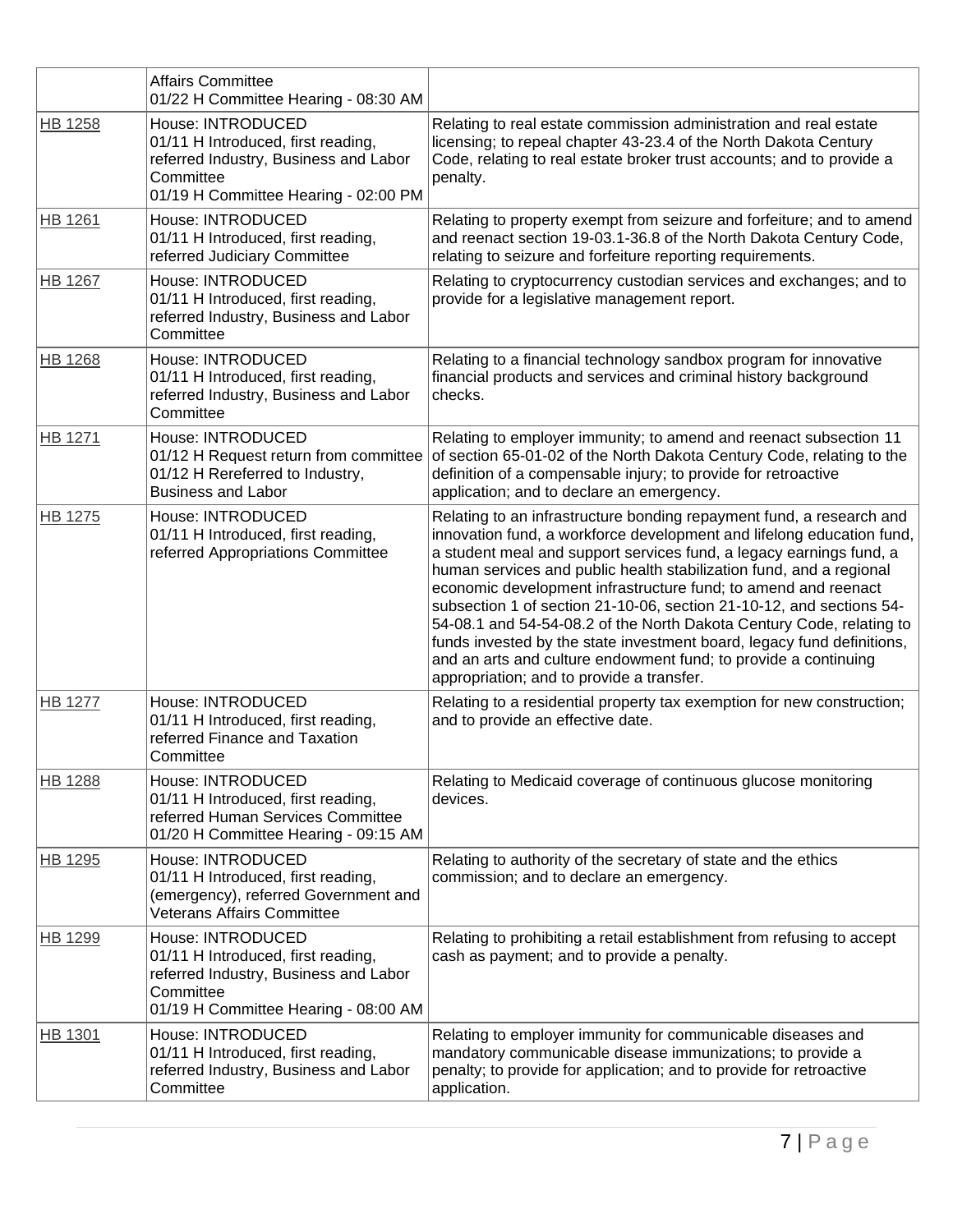| | | |
|---|---|---|
| | Affairs Committee<br>01/22 H Committee Hearing - 08:30 AM | |
| HB 1258 | House: INTRODUCED<br>01/11 H Introduced, first reading, referred Industry, Business and Labor Committee<br>01/19 H Committee Hearing - 02:00 PM | Relating to real estate commission administration and real estate licensing; to repeal chapter 43-23.4 of the North Dakota Century Code, relating to real estate broker trust accounts; and to provide a penalty. |
| HB 1261 | House: INTRODUCED<br>01/11 H Introduced, first reading, referred Judiciary Committee | Relating to property exempt from seizure and forfeiture; and to amend and reenact section 19-03.1-36.8 of the North Dakota Century Code, relating to seizure and forfeiture reporting requirements. |
| HB 1267 | House: INTRODUCED<br>01/11 H Introduced, first reading, referred Industry, Business and Labor Committee | Relating to cryptocurrency custodian services and exchanges; and to provide for a legislative management report. |
| HB 1268 | House: INTRODUCED<br>01/11 H Introduced, first reading, referred Industry, Business and Labor Committee | Relating to a financial technology sandbox program for innovative financial products and services and criminal history background checks. |
| HB 1271 | House: INTRODUCED<br>01/12 H Request return from committee<br>01/12 H Rereferred to Industry, Business and Labor | Relating to employer immunity; to amend and reenact subsection 11 of section 65-01-02 of the North Dakota Century Code, relating to the definition of a compensable injury; to provide for retroactive application; and to declare an emergency. |
| HB 1275 | House: INTRODUCED<br>01/11 H Introduced, first reading, referred Appropriations Committee | Relating to an infrastructure bonding repayment fund, a research and innovation fund, a workforce development and lifelong education fund, a student meal and support services fund, a legacy earnings fund, a human services and public health stabilization fund, and a regional economic development infrastructure fund; to amend and reenact subsection 1 of section 21-10-06, section 21-10-12, and sections 54-54-08.1 and 54-54-08.2 of the North Dakota Century Code, relating to funds invested by the state investment board, legacy fund definitions, and an arts and culture endowment fund; to provide a continuing appropriation; and to provide a transfer. |
| HB 1277 | House: INTRODUCED<br>01/11 H Introduced, first reading, referred Finance and Taxation Committee | Relating to a residential property tax exemption for new construction; and to provide an effective date. |
| HB 1288 | House: INTRODUCED<br>01/11 H Introduced, first reading, referred Human Services Committee<br>01/20 H Committee Hearing - 09:15 AM | Relating to Medicaid coverage of continuous glucose monitoring devices. |
| HB 1295 | House: INTRODUCED<br>01/11 H Introduced, first reading, (emergency), referred Government and Veterans Affairs Committee | Relating to authority of the secretary of state and the ethics commission; and to declare an emergency. |
| HB 1299 | House: INTRODUCED<br>01/11 H Introduced, first reading, referred Industry, Business and Labor Committee<br>01/19 H Committee Hearing - 08:00 AM | Relating to prohibiting a retail establishment from refusing to accept cash as payment; and to provide a penalty. |
| HB 1301 | House: INTRODUCED<br>01/11 H Introduced, first reading, referred Industry, Business and Labor Committee | Relating to employer immunity for communicable diseases and mandatory communicable disease immunizations; to provide a penalty; to provide for application; and to provide for retroactive application. |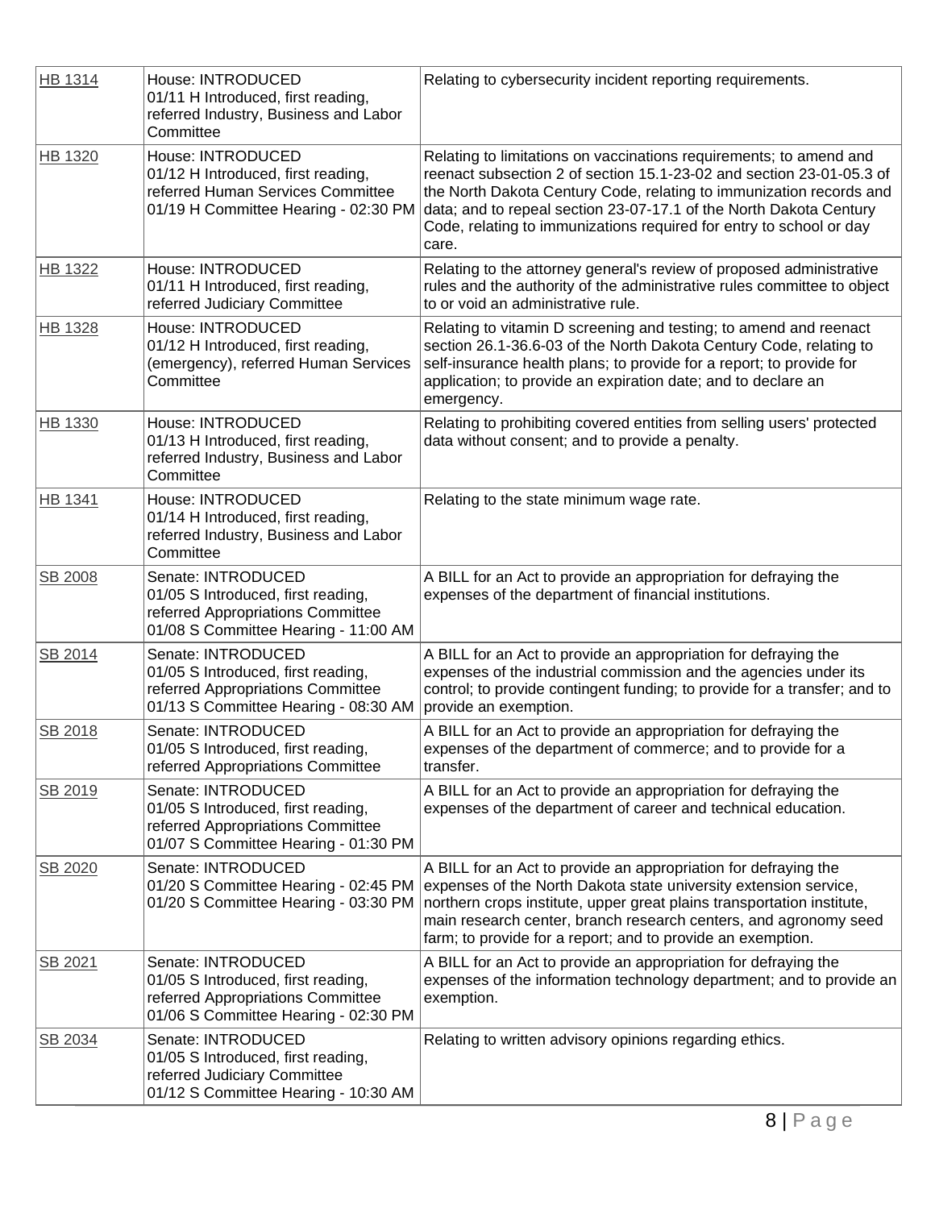| | | |
|---|---|---|
| HB 1314 | House: INTRODUCED<br>01/11 H Introduced, first reading, referred Industry, Business and Labor Committee | Relating to cybersecurity incident reporting requirements. |
| HB 1320 | House: INTRODUCED<br>01/12 H Introduced, first reading, referred Human Services Committee<br>01/19 H Committee Hearing - 02:30 PM | Relating to limitations on vaccinations requirements; to amend and reenact subsection 2 of section 15.1-23-02 and section 23-01-05.3 of the North Dakota Century Code, relating to immunization records and data; and to repeal section 23-07-17.1 of the North Dakota Century Code, relating to immunizations required for entry to school or day care. |
| HB 1322 | House: INTRODUCED<br>01/11 H Introduced, first reading, referred Judiciary Committee | Relating to the attorney general's review of proposed administrative rules and the authority of the administrative rules committee to object to or void an administrative rule. |
| HB 1328 | House: INTRODUCED<br>01/12 H Introduced, first reading, (emergency), referred Human Services Committee | Relating to vitamin D screening and testing; to amend and reenact section 26.1-36.6-03 of the North Dakota Century Code, relating to self-insurance health plans; to provide for a report; to provide for application; to provide an expiration date; and to declare an emergency. |
| HB 1330 | House: INTRODUCED<br>01/13 H Introduced, first reading, referred Industry, Business and Labor Committee | Relating to prohibiting covered entities from selling users' protected data without consent; and to provide a penalty. |
| HB 1341 | House: INTRODUCED<br>01/14 H Introduced, first reading, referred Industry, Business and Labor Committee | Relating to the state minimum wage rate. |
| SB 2008 | Senate: INTRODUCED<br>01/05 S Introduced, first reading, referred Appropriations Committee<br>01/08 S Committee Hearing - 11:00 AM | A BILL for an Act to provide an appropriation for defraying the expenses of the department of financial institutions. |
| SB 2014 | Senate: INTRODUCED<br>01/05 S Introduced, first reading, referred Appropriations Committee<br>01/13 S Committee Hearing - 08:30 AM | A BILL for an Act to provide an appropriation for defraying the expenses of the industrial commission and the agencies under its control; to provide contingent funding; to provide for a transfer; and to provide an exemption. |
| SB 2018 | Senate: INTRODUCED<br>01/05 S Introduced, first reading, referred Appropriations Committee | A BILL for an Act to provide an appropriation for defraying the expenses of the department of commerce; and to provide for a transfer. |
| SB 2019 | Senate: INTRODUCED<br>01/05 S Introduced, first reading, referred Appropriations Committee<br>01/07 S Committee Hearing - 01:30 PM | A BILL for an Act to provide an appropriation for defraying the expenses of the department of career and technical education. |
| SB 2020 | Senate: INTRODUCED<br>01/20 S Committee Hearing - 02:45 PM<br>01/20 S Committee Hearing - 03:30 PM | A BILL for an Act to provide an appropriation for defraying the expenses of the North Dakota state university extension service, northern crops institute, upper great plains transportation institute, main research center, branch research centers, and agronomy seed farm; to provide for a report; and to provide an exemption. |
| SB 2021 | Senate: INTRODUCED<br>01/05 S Introduced, first reading, referred Appropriations Committee<br>01/06 S Committee Hearing - 02:30 PM | A BILL for an Act to provide an appropriation for defraying the expenses of the information technology department; and to provide an exemption. |
| SB 2034 | Senate: INTRODUCED<br>01/05 S Introduced, first reading, referred Judiciary Committee<br>01/12 S Committee Hearing - 10:30 AM | Relating to written advisory opinions regarding ethics. |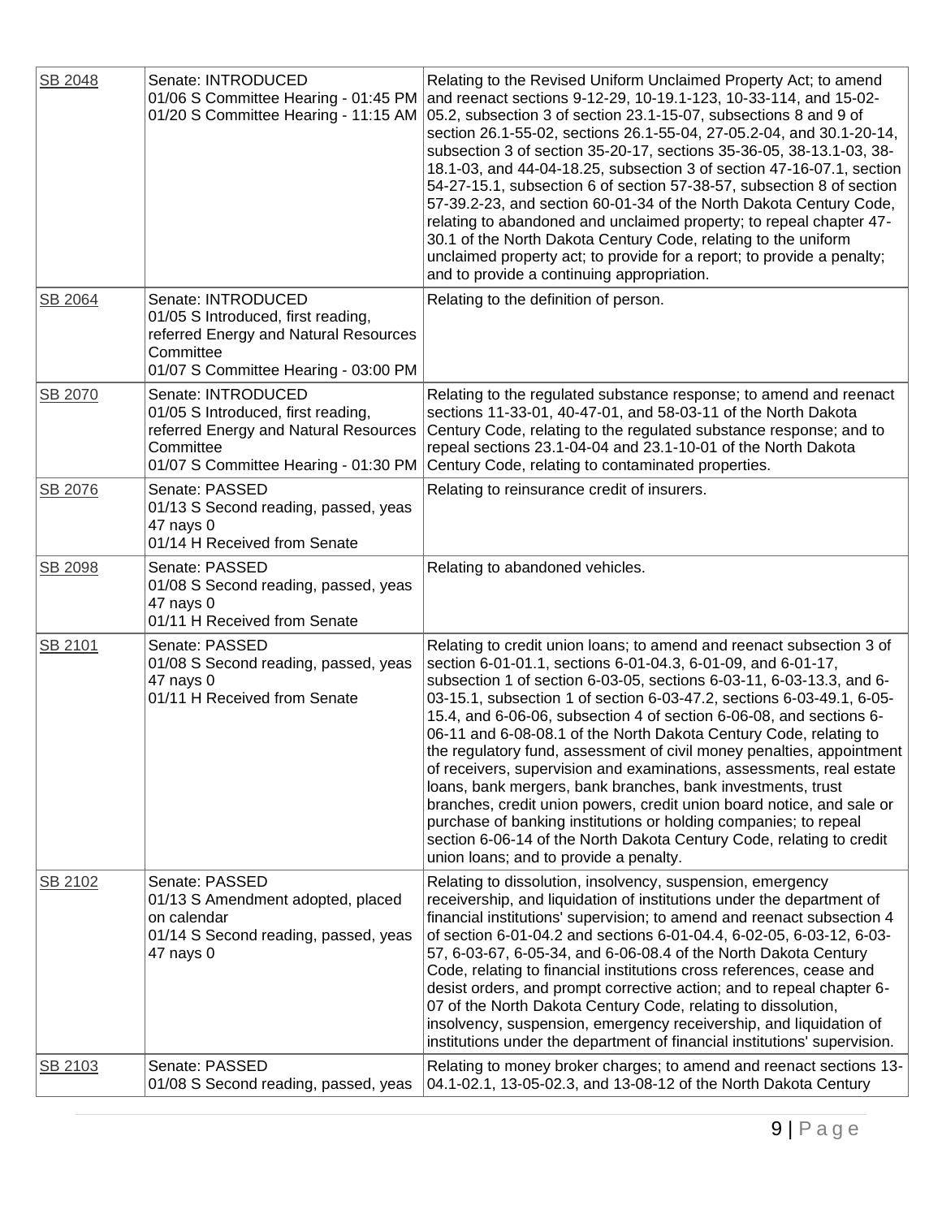| | | |
|---|---|---|
| SB 2048 | Senate: INTRODUCED<br>01/06 S Committee Hearing - 01:45 PM<br>01/20 S Committee Hearing - 11:15 AM | Relating to the Revised Uniform Unclaimed Property Act; to amend and reenact sections 9-12-29, 10-19.1-123, 10-33-114, and 15-02-05.2, subsection 3 of section 23.1-15-07, subsections 8 and 9 of section 26.1-55-02, sections 26.1-55-04, 27-05.2-04, and 30.1-20-14, subsection 3 of section 35-20-17, sections 35-36-05, 38-13.1-03, 38-18.1-03, and 44-04-18.25, subsection 3 of section 47-16-07.1, section 54-27-15.1, subsection 6 of section 57-38-57, subsection 8 of section 57-39.2-23, and section 60-01-34 of the North Dakota Century Code, relating to abandoned and unclaimed property; to repeal chapter 47-30.1 of the North Dakota Century Code, relating to the uniform unclaimed property act; to provide for a report; to provide a penalty; and to provide a continuing appropriation. |
| SB 2064 | Senate: INTRODUCED<br>01/05 S Introduced, first reading, referred Energy and Natural Resources Committee<br>01/07 S Committee Hearing - 03:00 PM | Relating to the definition of person. |
| SB 2070 | Senate: INTRODUCED<br>01/05 S Introduced, first reading, referred Energy and Natural Resources Committee<br>01/07 S Committee Hearing - 01:30 PM | Relating to the regulated substance response; to amend and reenact sections 11-33-01, 40-47-01, and 58-03-11 of the North Dakota Century Code, relating to the regulated substance response; and to repeal sections 23.1-04-04 and 23.1-10-01 of the North Dakota Century Code, relating to contaminated properties. |
| SB 2076 | Senate: PASSED<br>01/13 S Second reading, passed, yeas 47 nays 0<br>01/14 H Received from Senate | Relating to reinsurance credit of insurers. |
| SB 2098 | Senate: PASSED<br>01/08 S Second reading, passed, yeas 47 nays 0<br>01/11 H Received from Senate | Relating to abandoned vehicles. |
| SB 2101 | Senate: PASSED<br>01/08 S Second reading, passed, yeas 47 nays 0<br>01/11 H Received from Senate | Relating to credit union loans; to amend and reenact subsection 3 of section 6-01-01.1, sections 6-01-04.3, 6-01-09, and 6-01-17, subsection 1 of section 6-03-05, sections 6-03-11, 6-03-13.3, and 6-03-15.1, subsection 1 of section 6-03-47.2, sections 6-03-49.1, 6-05-15.4, and 6-06-06, subsection 4 of section 6-06-08, and sections 6-06-11 and 6-08-08.1 of the North Dakota Century Code, relating to the regulatory fund, assessment of civil money penalties, appointment of receivers, supervision and examinations, assessments, real estate loans, bank mergers, bank branches, bank investments, trust branches, credit union powers, credit union board notice, and sale or purchase of banking institutions or holding companies; to repeal section 6-06-14 of the North Dakota Century Code, relating to credit union loans; and to provide a penalty. |
| SB 2102 | Senate: PASSED<br>01/13 S Amendment adopted, placed on calendar<br>01/14 S Second reading, passed, yeas 47 nays 0 | Relating to dissolution, insolvency, suspension, emergency receivership, and liquidation of institutions under the department of financial institutions' supervision; to amend and reenact subsection 4 of section 6-01-04.2 and sections 6-01-04.4, 6-02-05, 6-03-12, 6-03-57, 6-03-67, 6-05-34, and 6-06-08.4 of the North Dakota Century Code, relating to financial institutions cross references, cease and desist orders, and prompt corrective action; and to repeal chapter 6-07 of the North Dakota Century Code, relating to dissolution, insolvency, suspension, emergency receivership, and liquidation of institutions under the department of financial institutions' supervision. |
| SB 2103 | Senate: PASSED<br>01/08 S Second reading, passed, yeas | Relating to money broker charges; to amend and reenact sections 13-04.1-02.1, 13-05-02.3, and 13-08-12 of the North Dakota Century |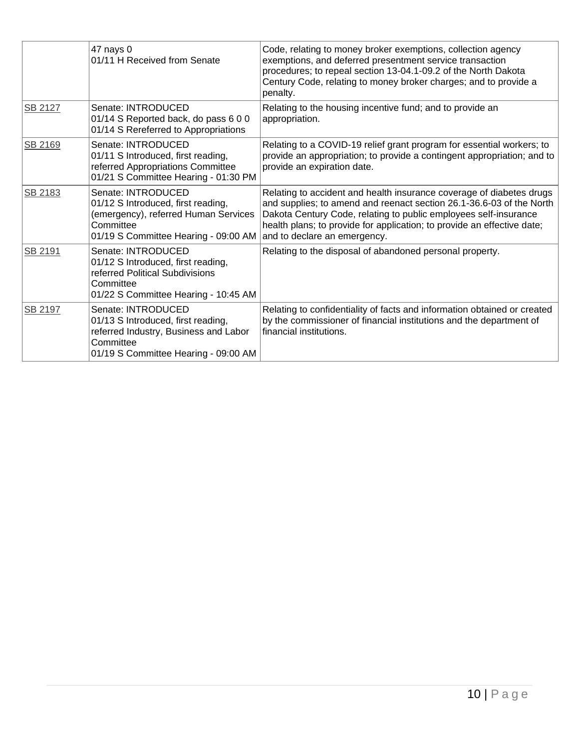| | | |
|---|---|---|
| | 47 nays 0<br>01/11 H Received from Senate | Code, relating to money broker exemptions, collection agency exemptions, and deferred presentment service transaction procedures; to repeal section 13-04.1-09.2 of the North Dakota Century Code, relating to money broker charges; and to provide a penalty. |
| SB 2127 | Senate: INTRODUCED<br>01/14 S Reported back, do pass 6 0 0<br>01/14 S Rereferred to Appropriations | Relating to the housing incentive fund; and to provide an appropriation. |
| SB 2169 | Senate: INTRODUCED<br>01/11 S Introduced, first reading, referred Appropriations Committee<br>01/21 S Committee Hearing - 01:30 PM | Relating to a COVID-19 relief grant program for essential workers; to provide an appropriation; to provide a contingent appropriation; and to provide an expiration date. |
| SB 2183 | Senate: INTRODUCED<br>01/12 S Introduced, first reading, (emergency), referred Human Services Committee<br>01/19 S Committee Hearing - 09:00 AM | Relating to accident and health insurance coverage of diabetes drugs and supplies; to amend and reenact section 26.1-36.6-03 of the North Dakota Century Code, relating to public employees self-insurance health plans; to provide for application; to provide an effective date; and to declare an emergency. |
| SB 2191 | Senate: INTRODUCED<br>01/12 S Introduced, first reading, referred Political Subdivisions Committee<br>01/22 S Committee Hearing - 10:45 AM | Relating to the disposal of abandoned personal property. |
| SB 2197 | Senate: INTRODUCED<br>01/13 S Introduced, first reading, referred Industry, Business and Labor Committee<br>01/19 S Committee Hearing - 09:00 AM | Relating to confidentiality of facts and information obtained or created by the commissioner of financial institutions and the department of financial institutions. |